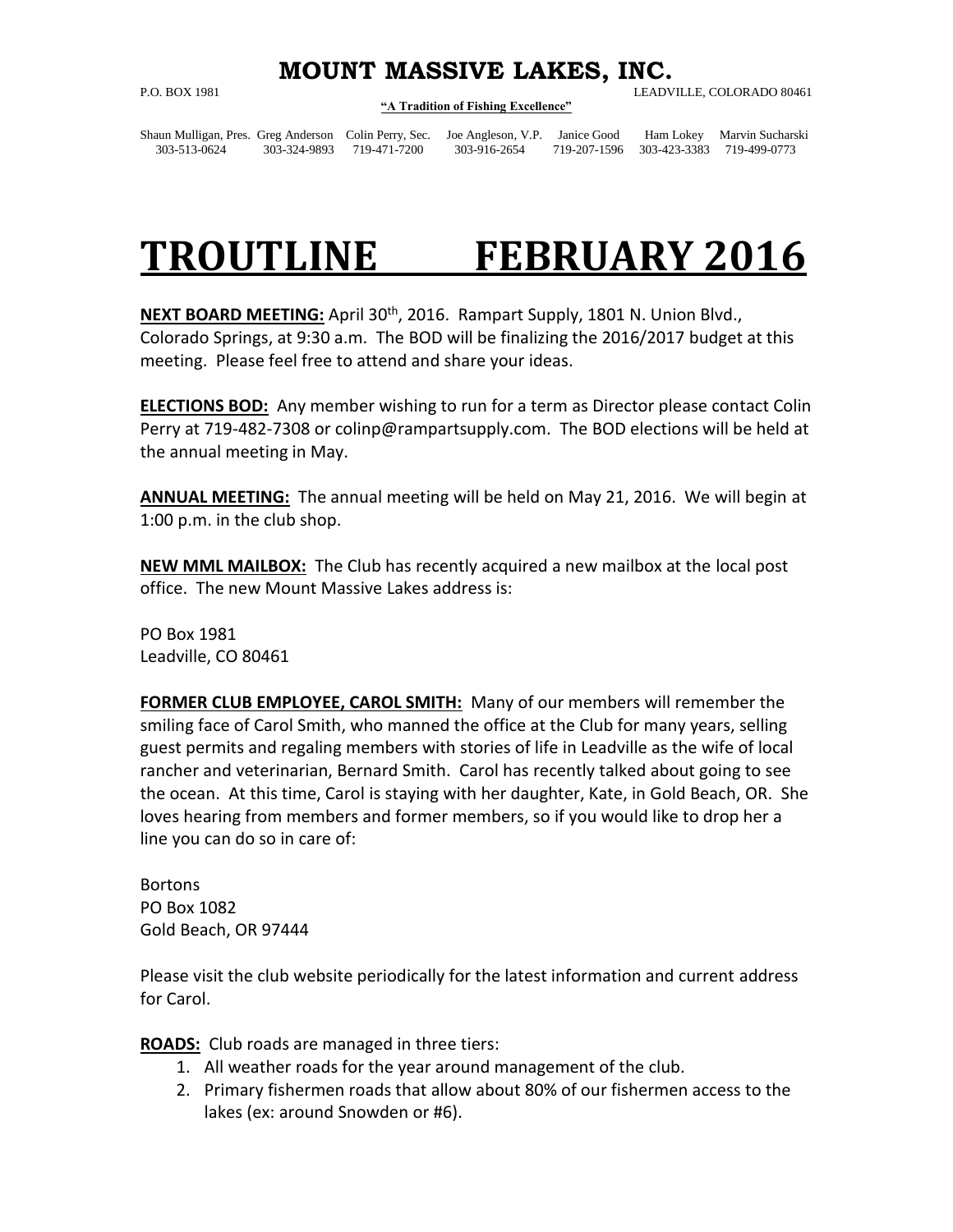# MOUNT MASSIVE LAKES, INC.

P.O. BOX 1981 LEADVILLE, COLORADO 80461

**"A Tradition of Fishing Excellence"**

| Shaun Mulligan, Pres. | Greg Anderson | Colin Perry, Sec. | Joe Angleson, V.P. | Janice Good | Ham Lokey | Marvin Sucharski |
|---|---|---|---|---|---|---|
| 303-513-0624 | 303-324-9893 | 719-471-7200 | 303-916-2654 | 719-207-1596 | 303-423-3383 | 719-499-0773 |

# TROUTLINE FEBRUARY 2016

**NEXT BOARD MEETING:** April 30th, 2016. Rampart Supply, 1801 N. Union Blvd., Colorado Springs, at 9:30 a.m. The BOD will be finalizing the 2016/2017 budget at this meeting. Please feel free to attend and share your ideas.

**ELECTIONS BOD:** Any member wishing to run for a term as Director please contact Colin Perry at 719-482-7308 or colinp@rampartsupply.com. The BOD elections will be held at the annual meeting in May.

**ANNUAL MEETING:** The annual meeting will be held on May 21, 2016. We will begin at 1:00 p.m. in the club shop.

**NEW MML MAILBOX:** The Club has recently acquired a new mailbox at the local post office. The new Mount Massive Lakes address is:

PO Box 1981
Leadville, CO 80461

**FORMER CLUB EMPLOYEE, CAROL SMITH:** Many of our members will remember the smiling face of Carol Smith, who manned the office at the Club for many years, selling guest permits and regaling members with stories of life in Leadville as the wife of local rancher and veterinarian, Bernard Smith. Carol has recently talked about going to see the ocean. At this time, Carol is staying with her daughter, Kate, in Gold Beach, OR. She loves hearing from members and former members, so if you would like to drop her a line you can do so in care of:

Bortons
PO Box 1082
Gold Beach, OR 97444

Please visit the club website periodically for the latest information and current address for Carol.

**ROADS:** Club roads are managed in three tiers:

1. All weather roads for the year around management of the club.
2. Primary fishermen roads that allow about 80% of our fishermen access to the lakes (ex: around Snowden or #6).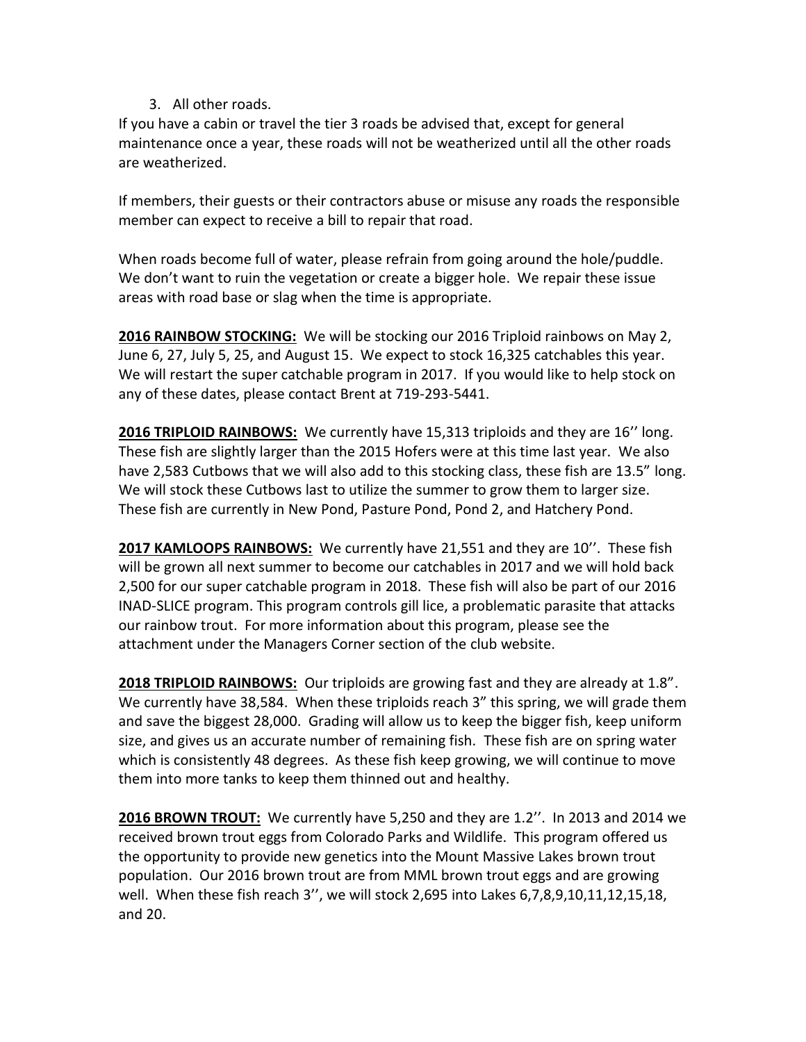3. All other roads.

If you have a cabin or travel the tier 3 roads be advised that, except for general maintenance once a year, these roads will not be weatherized until all the other roads are weatherized.

If members, their guests or their contractors abuse or misuse any roads the responsible member can expect to receive a bill to repair that road.

When roads become full of water, please refrain from going around the hole/puddle. We don't want to ruin the vegetation or create a bigger hole. We repair these issue areas with road base or slag when the time is appropriate.

**2016 RAINBOW STOCKING:** We will be stocking our 2016 Triploid rainbows on May 2, June 6, 27, July 5, 25, and August 15. We expect to stock 16,325 catchables this year. We will restart the super catchable program in 2017. If you would like to help stock on any of these dates, please contact Brent at 719-293-5441.

**2016 TRIPLOID RAINBOWS:** We currently have 15,313 triploids and they are 16'' long. These fish are slightly larger than the 2015 Hofers were at this time last year. We also have 2,583 Cutbows that we will also add to this stocking class, these fish are 13.5" long. We will stock these Cutbows last to utilize the summer to grow them to larger size. These fish are currently in New Pond, Pasture Pond, Pond 2, and Hatchery Pond.

**2017 KAMLOOPS RAINBOWS:** We currently have 21,551 and they are 10''. These fish will be grown all next summer to become our catchables in 2017 and we will hold back 2,500 for our super catchable program in 2018. These fish will also be part of our 2016 INAD-SLICE program. This program controls gill lice, a problematic parasite that attacks our rainbow trout. For more information about this program, please see the attachment under the Managers Corner section of the club website.

**2018 TRIPLOID RAINBOWS:** Our triploids are growing fast and they are already at 1.8". We currently have 38,584. When these triploids reach 3" this spring, we will grade them and save the biggest 28,000. Grading will allow us to keep the bigger fish, keep uniform size, and gives us an accurate number of remaining fish. These fish are on spring water which is consistently 48 degrees. As these fish keep growing, we will continue to move them into more tanks to keep them thinned out and healthy.

**2016 BROWN TROUT:** We currently have 5,250 and they are 1.2''. In 2013 and 2014 we received brown trout eggs from Colorado Parks and Wildlife. This program offered us the opportunity to provide new genetics into the Mount Massive Lakes brown trout population. Our 2016 brown trout are from MML brown trout eggs and are growing well. When these fish reach 3'', we will stock 2,695 into Lakes 6,7,8,9,10,11,12,15,18, and 20.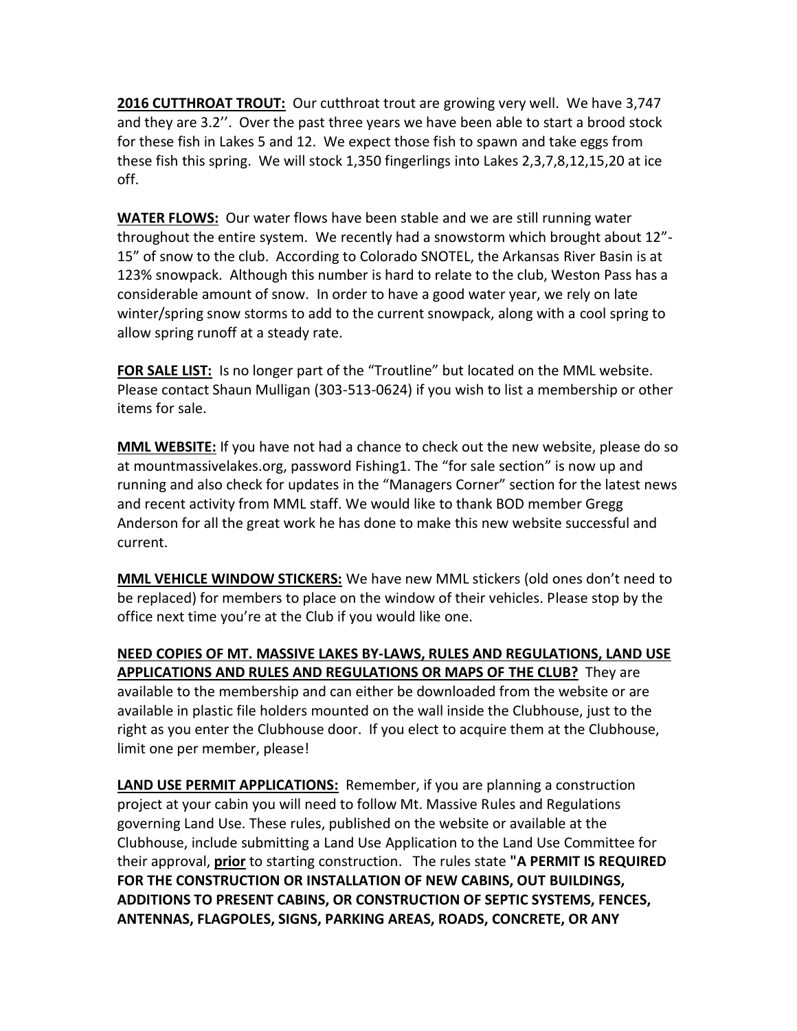**2016 CUTTHROAT TROUT:** Our cutthroat trout are growing very well. We have 3,747 and they are 3.2''. Over the past three years we have been able to start a brood stock for these fish in Lakes 5 and 12. We expect those fish to spawn and take eggs from these fish this spring. We will stock 1,350 fingerlings into Lakes 2,3,7,8,12,15,20 at ice off.

**WATER FLOWS:** Our water flows have been stable and we are still running water throughout the entire system. We recently had a snowstorm which brought about 12"-15" of snow to the club. According to Colorado SNOTEL, the Arkansas River Basin is at 123% snowpack. Although this number is hard to relate to the club, Weston Pass has a considerable amount of snow. In order to have a good water year, we rely on late winter/spring snow storms to add to the current snowpack, along with a cool spring to allow spring runoff at a steady rate.

**FOR SALE LIST:** Is no longer part of the "Troutline" but located on the MML website. Please contact Shaun Mulligan (303-513-0624) if you wish to list a membership or other items for sale.

**MML WEBSITE:** If you have not had a chance to check out the new website, please do so at mountmassivelakes.org, password Fishing1. The "for sale section" is now up and running and also check for updates in the "Managers Corner" section for the latest news and recent activity from MML staff. We would like to thank BOD member Gregg Anderson for all the great work he has done to make this new website successful and current.

**MML VEHICLE WINDOW STICKERS:** We have new MML stickers (old ones don't need to be replaced) for members to place on the window of their vehicles. Please stop by the office next time you're at the Club if you would like one.

**NEED COPIES OF MT. MASSIVE LAKES BY-LAWS, RULES AND REGULATIONS, LAND USE APPLICATIONS AND RULES AND REGULATIONS OR MAPS OF THE CLUB?** They are available to the membership and can either be downloaded from the website or are available in plastic file holders mounted on the wall inside the Clubhouse, just to the right as you enter the Clubhouse door. If you elect to acquire them at the Clubhouse, limit one per member, please!

**LAND USE PERMIT APPLICATIONS:** Remember, if you are planning a construction project at your cabin you will need to follow Mt. Massive Rules and Regulations governing Land Use. These rules, published on the website or available at the Clubhouse, include submitting a Land Use Application to the Land Use Committee for their approval, **prior** to starting construction. The rules state **"A PERMIT IS REQUIRED FOR THE CONSTRUCTION OR INSTALLATION OF NEW CABINS, OUT BUILDINGS, ADDITIONS TO PRESENT CABINS, OR CONSTRUCTION OF SEPTIC SYSTEMS, FENCES, ANTENNAS, FLAGPOLES, SIGNS, PARKING AREAS, ROADS, CONCRETE, OR ANY**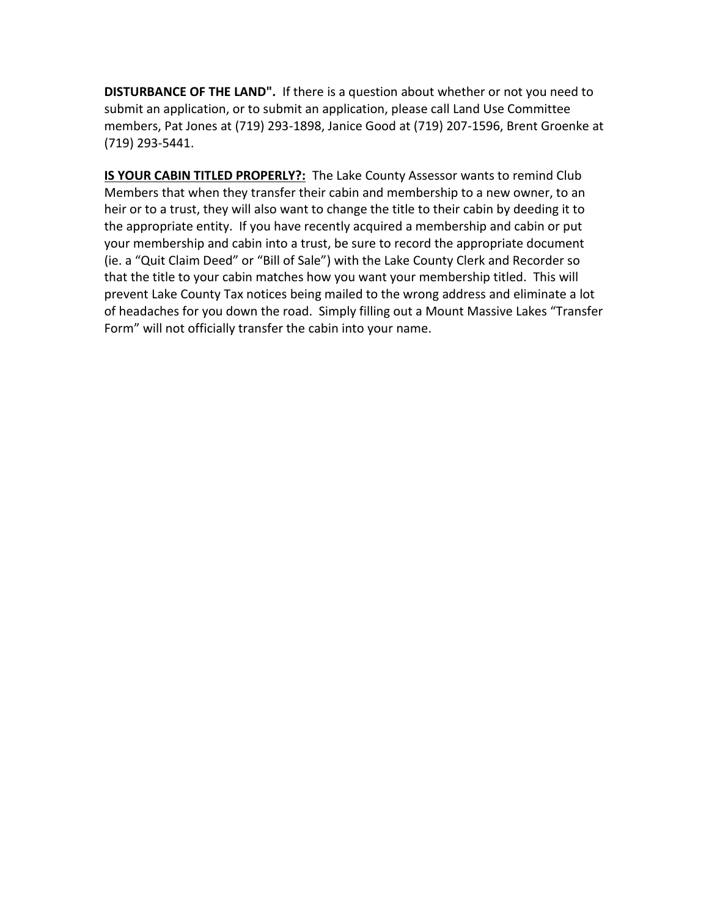**DISTURBANCE OF THE LAND".** If there is a question about whether or not you need to submit an application, or to submit an application, please call Land Use Committee members, Pat Jones at (719) 293-1898, Janice Good at (719) 207-1596, Brent Groenke at (719) 293-5441.

**IS YOUR CABIN TITLED PROPERLY?:** The Lake County Assessor wants to remind Club Members that when they transfer their cabin and membership to a new owner, to an heir or to a trust, they will also want to change the title to their cabin by deeding it to the appropriate entity. If you have recently acquired a membership and cabin or put your membership and cabin into a trust, be sure to record the appropriate document (ie. a "Quit Claim Deed" or "Bill of Sale") with the Lake County Clerk and Recorder so that the title to your cabin matches how you want your membership titled. This will prevent Lake County Tax notices being mailed to the wrong address and eliminate a lot of headaches for you down the road. Simply filling out a Mount Massive Lakes "Transfer Form" will not officially transfer the cabin into your name.